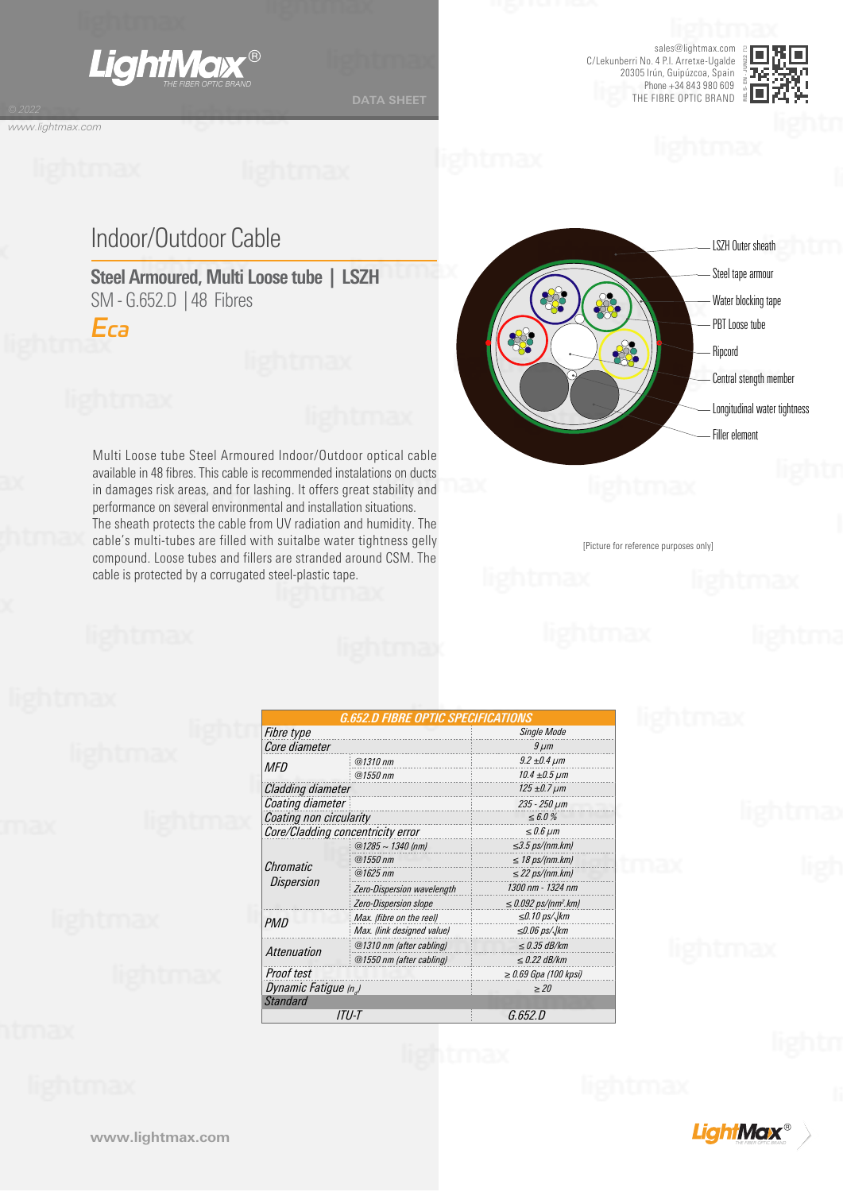LightMax®
THE FIBER OPTIC BRAND

DATA SHEET

© 2022
www.lightmax.com

sales@lightmax.com
C/Lekunberri No. 4 P.I. Arretxe-Ugalde
20305 Irún, Guipúzcoa, Spain
Phone +34 843 980 609
THE FIBRE OPTIC BRAND

# Indoor/Outdoor Cable

## Steel Armoured, Multi Loose tube | LSZH

SM - G.652.D | 48 Fibres

*Eca*

- LSZH Outer sheath
- Steel tape armour
- Water blocking tape
- PBT Loose tube
- Ripcord
- Central stength member
- Longitudinal water tightness
- Filler element

[Picture for reference purposes only]

Multi Loose tube Steel Armoured Indoor/Outdoor optical cable available in 48 fibres. This cable is recommended instalations on ducts in damages risk areas, and for lashing. It offers great stability and performance on several environmental and installation situations. The sheath protects the cable from UV radiation and humidity. The cable's multi-tubes are filled with suitalbe water tightness gelly compound. Loose tubes and fillers are stranded around CSM. The cable is protected by a corrugated steel-plastic tape.

| G.652.D FIBRE OPTIC SPECIFICATIONS | | |
|---|---|---|
| Fibre type | | Single Mode |
| Core diameter | | 9 µm |
| MFD | @1310 nm | 9.2 ±0.4 µm |
| | @1550 nm | 10.4 ±0.5 µm |
| Cladding diameter | | 125 ±0.7 µm |
| Coating diameter | | 235 - 250 µm |
| Coating non circularity | | ≤ 6.0 % |
| Core/Cladding concentricity error | | ≤ 0.6 µm |
| Chromatic Dispersion | @1285 ~ 1340 (nm) | ≤3.5 ps/(nm.km) |
| | @1550 nm | ≤ 18 ps/(nm.km) |
| | @1625 nm | ≤ 22 ps/(nm.km) |
| | Zero-Dispersion wavelength | 1300 nm - 1324 nm |
| | Zero-Dispersion slope | ≤ 0.092 ps/(nm²·km) |
| PMD | Max. (fibre on the reel) | ≤0.10 ps/√km |
| | Max. (link designed value) | ≤0.06 ps/√km |
| Attenuation | @1310 nm (after cabling) | ≤ 0.35 dB/km |
| | @1550 nm (after cabling) | ≤ 0.22 dB/km |
| Proof test | | ≥ 0.69 Gpa (100 kpsi) |
| Dynamic Fatigue ($n_d$) | | ≥ 20 |
| Standard | | |
| ITU-T | | G.652.D |

www.lightmax.com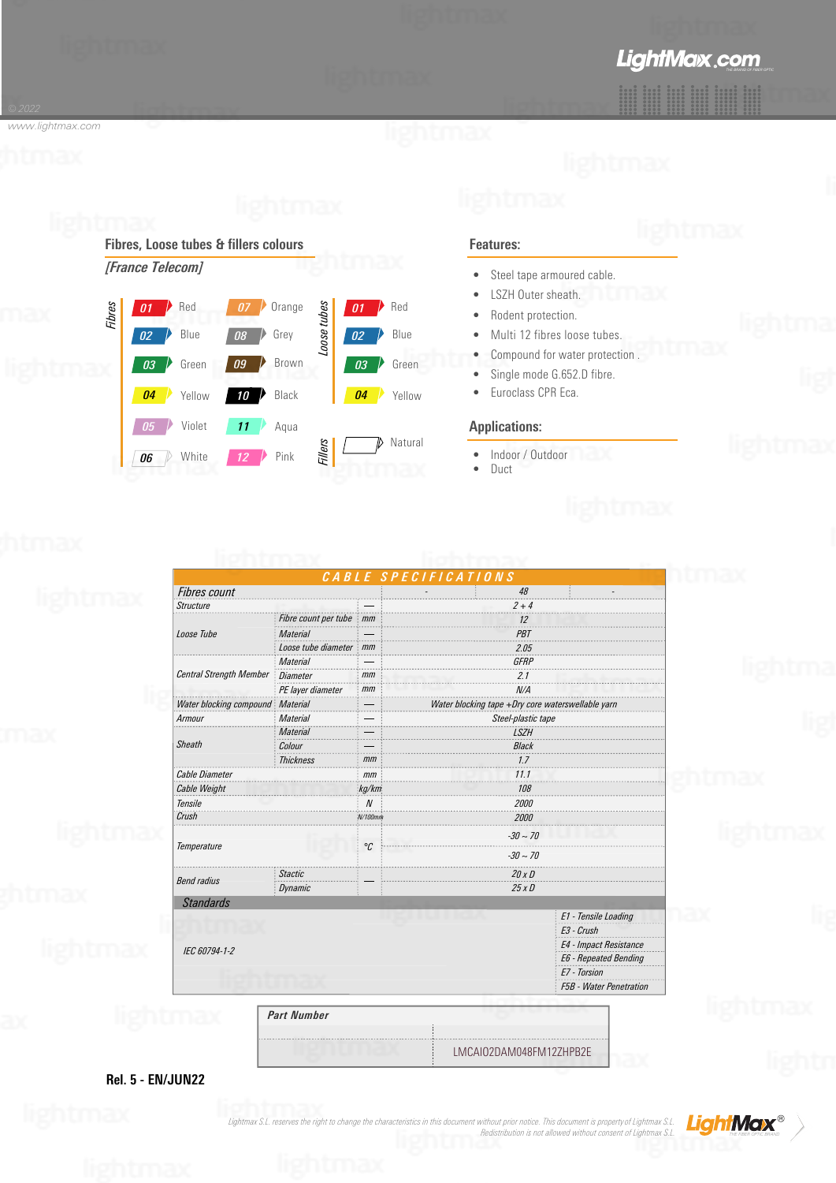## Fibres, Loose tubes & fillers colours

*[France Telecom]*

**Fibres**

| | | | |
|---|---|---|---|
| 01 | Red | 07 | Orange |
| 02 | Blue | 08 | Grey |
| 03 | Green | 09 | Brown |
| 04 | Yellow | 10 | Black |
| 05 | Violet | 11 | Aqua |
| 06 | White | 12 | Pink |

**Loose tubes**

| | |
|---|---|
| 01 | Red |
| 02 | Blue |
| 03 | Green |
| 04 | Yellow |

**Fillers**

Natural

## Features:

- Steel tape armoured cable.
- LSZH Outer sheath.
- Rodent protection.
- Multi 12 fibres loose tubes.
- Compound for water protection .
- Single mode G.652.D fibre.
- Euroclass CPR Eca.

## Applications:

- Indoor / Outdoor
- Duct

**CABLE SPECIFICATIONS**

| Fibres count | | | - | 48 | - |
|---|---|---|---|---|---|
| Structure | | — | | 2 + 4 | |
| Loose Tube | Fibre count per tube | mm | | 12 | |
| | Material | — | | PBT | |
| | Loose tube diameter | mm | | 2.05 | |
| Central Strength Member | Material | — | | GFRP | |
| | Diameter | mm | | 2.1 | |
| | PE layer diameter | mm | | N/A | |
| Water blocking compound | Material | — | | Water blocking tape +Dry core waterswellable yarn | |
| Armour | Material | — | | Steel-plastic tape | |
| Sheath | Material | — | | LSZH | |
| | Colour | — | | Black | |
| | Thickness | mm | | 1.7 | |
| Cable Diameter | | mm | | 11.1 | |
| Cable Weight | | kg/km | | 108 | |
| Tensile | | N | | 2000 | |
| Crush | | N/100mm | | 2000 | |
| Temperature | | °C | | -30 ~ 70 | |
| | | | | -30 ~ 70 | |
| Bend radius | Stactic | — | | 20 x D | |
| | Dynamic | | | 25 x D | |

| Standards | |
|---|---|
| IEC 60794-1-2 | E1 - Tensile Loading |
| | E3 - Crush |
| | E4 - Impact Resistance |
| | E6 - Repeated Bending |
| | E7 - Torsion |
| | F5B - Water Penetration |

| Part Number | |
|---|---|
| | LMCAIO2DAM048FM1ZZHPB2E |

**Rel. 5 - EN/JUN22**

Lightmax S.L. reserves the right to change the characteristics in this document without prior notice. This document is property of Lightmax S.L. Redistribution is not allowed without consent of Lightmax S.L.